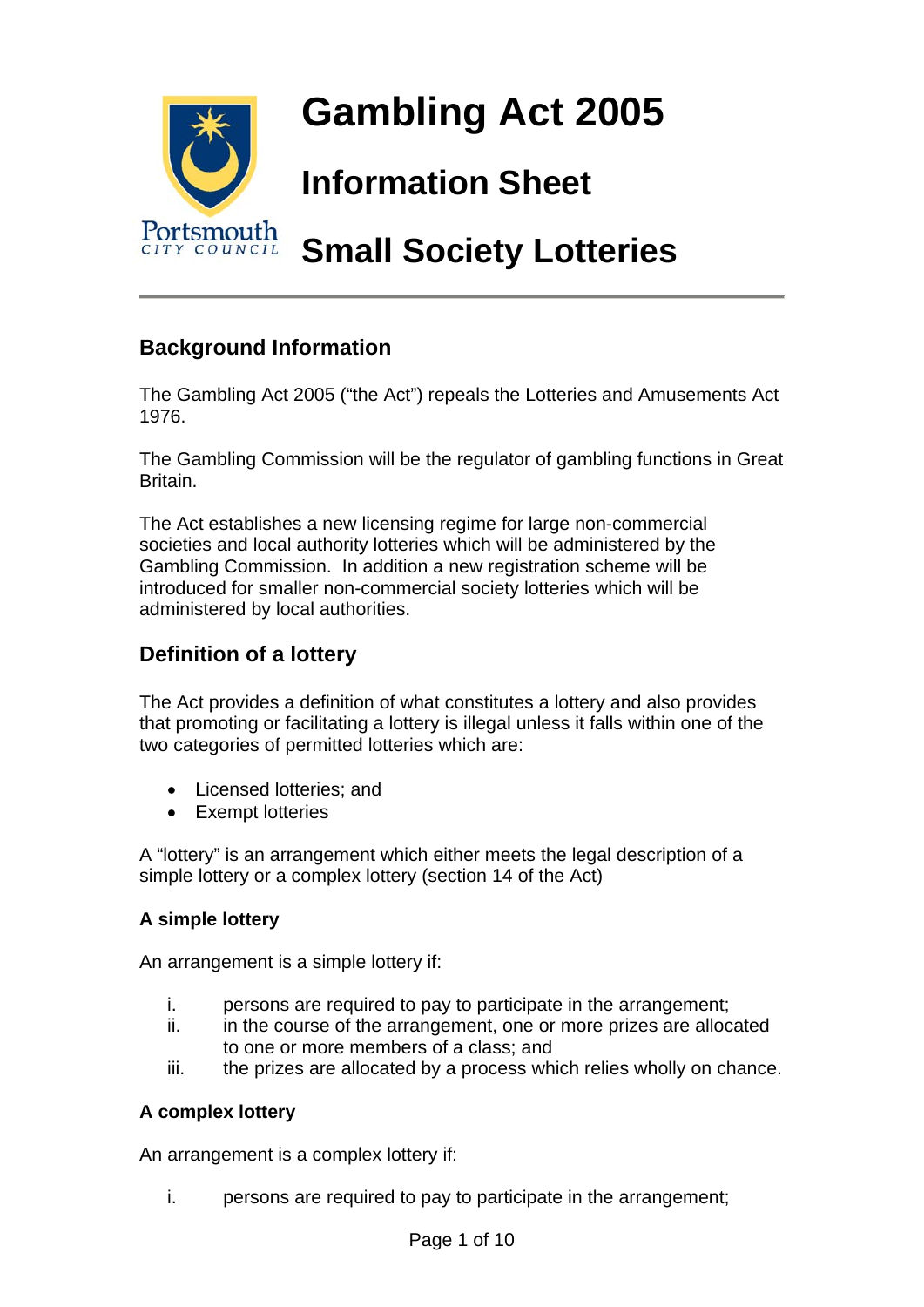Portsmouth CITY COUNCIL

# Gambling Act 2005

# Information Sheet

# Small Society Lotteries

---

## Background Information

The Gambling Act 2005 ("the Act") repeals the Lotteries and Amusements Act 1976.

The Gambling Commission will be the regulator of gambling functions in Great Britain.

The Act establishes a new licensing regime for large non-commercial societies and local authority lotteries which will be administered by the Gambling Commission. In addition a new registration scheme will be introduced for smaller non-commercial society lotteries which will be administered by local authorities.

## Definition of a lottery

The Act provides a definition of what constitutes a lottery and also provides that promoting or facilitating a lottery is illegal unless it falls within one of the two categories of permitted lotteries which are:

- Licensed lotteries; and
- Exempt lotteries

A "lottery" is an arrangement which either meets the legal description of a simple lottery or a complex lottery (section 14 of the Act)

### A simple lottery

An arrangement is a simple lottery if:

i. persons are required to pay to participate in the arrangement;
ii. in the course of the arrangement, one or more prizes are allocated to one or more members of a class; and
iii. the prizes are allocated by a process which relies wholly on chance.

### A complex lottery

An arrangement is a complex lottery if:

i. persons are required to pay to participate in the arrangement;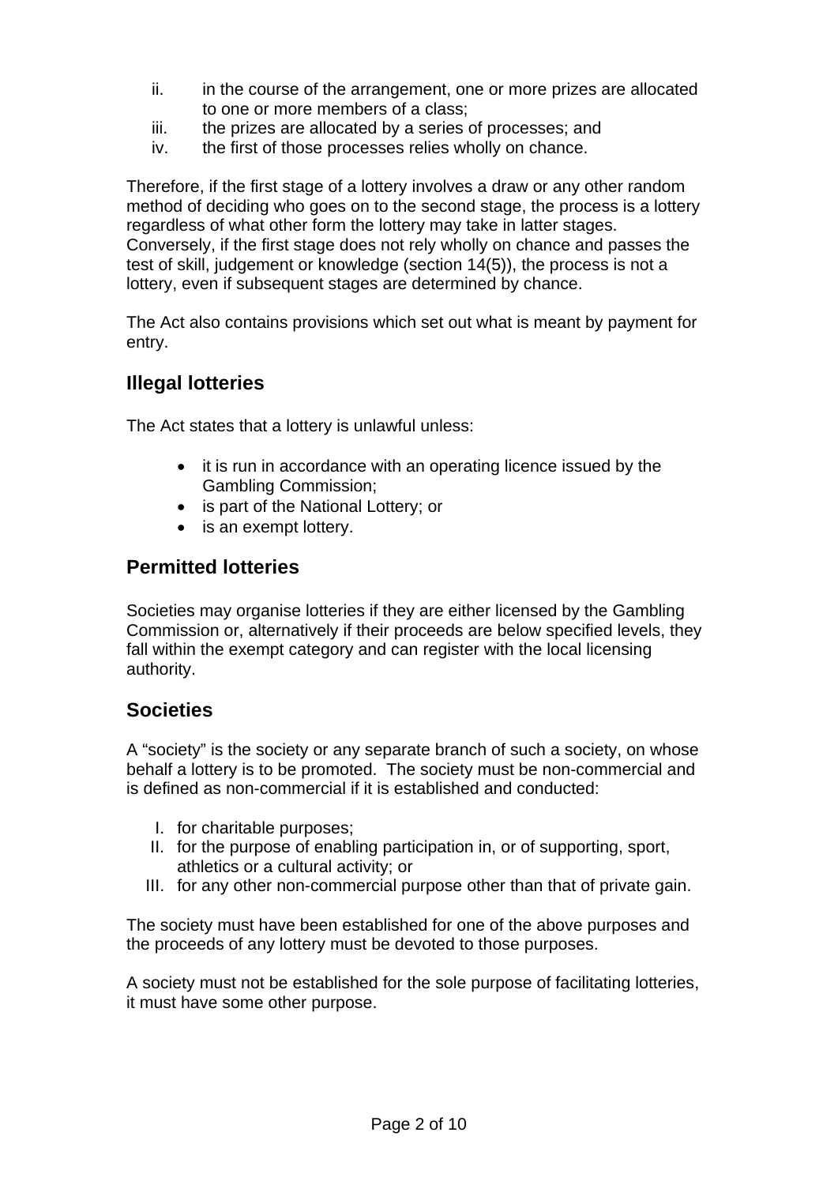ii. in the course of the arrangement, one or more prizes are allocated to one or more members of a class;
iii. the prizes are allocated by a series of processes; and
iv. the first of those processes relies wholly on chance.

Therefore, if the first stage of a lottery involves a draw or any other random method of deciding who goes on to the second stage, the process is a lottery regardless of what other form the lottery may take in latter stages. Conversely, if the first stage does not rely wholly on chance and passes the test of skill, judgement or knowledge (section 14(5)), the process is not a lottery, even if subsequent stages are determined by chance.

The Act also contains provisions which set out what is meant by payment for entry.

## Illegal lotteries

The Act states that a lottery is unlawful unless:

- it is run in accordance with an operating licence issued by the Gambling Commission;
- is part of the National Lottery; or
- is an exempt lottery.

## Permitted lotteries

Societies may organise lotteries if they are either licensed by the Gambling Commission or, alternatively if their proceeds are below specified levels, they fall within the exempt category and can register with the local licensing authority.

## Societies

A "society" is the society or any separate branch of such a society, on whose behalf a lottery is to be promoted. The society must be non-commercial and is defined as non-commercial if it is established and conducted:

I. for charitable purposes;
II. for the purpose of enabling participation in, or of supporting, sport, athletics or a cultural activity; or
III. for any other non-commercial purpose other than that of private gain.

The society must have been established for one of the above purposes and the proceeds of any lottery must be devoted to those purposes.

A society must not be established for the sole purpose of facilitating lotteries, it must have some other purpose.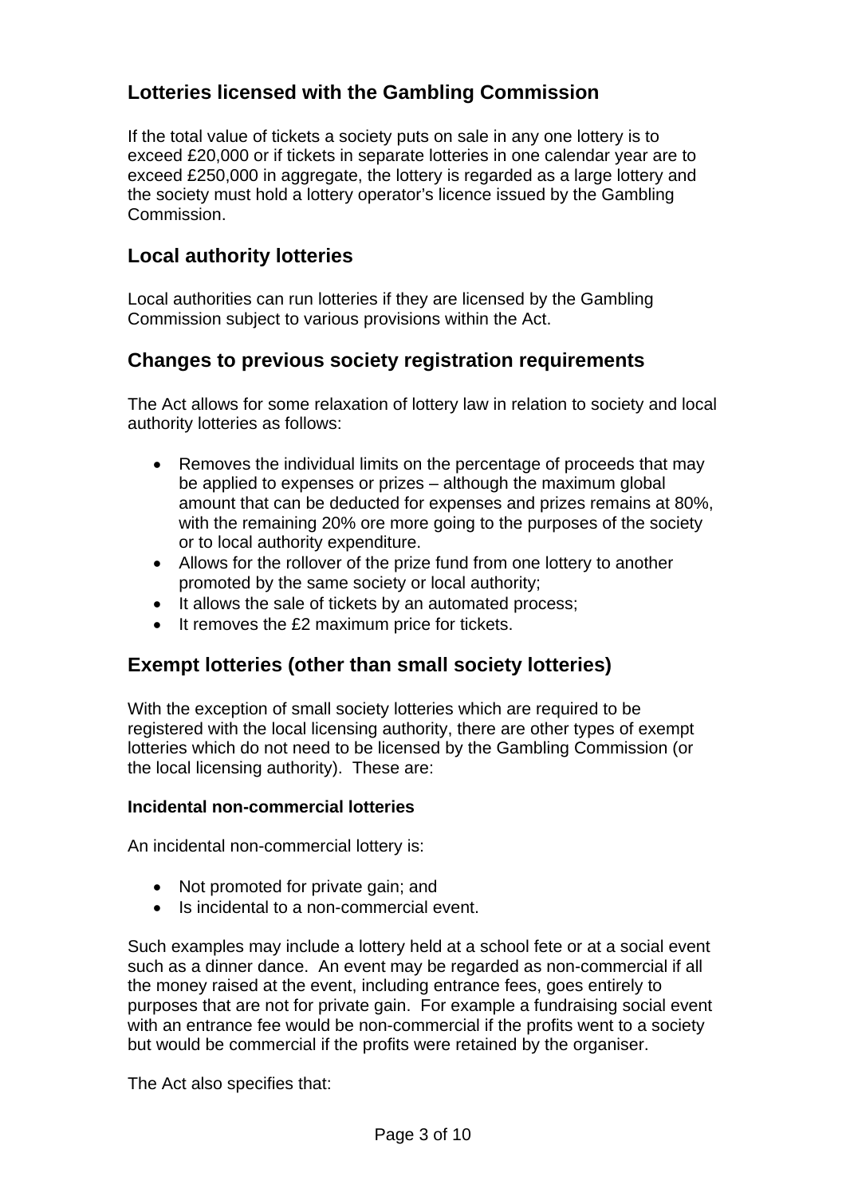## Lotteries licensed with the Gambling Commission

If the total value of tickets a society puts on sale in any one lottery is to exceed £20,000 or if tickets in separate lotteries in one calendar year are to exceed £250,000 in aggregate, the lottery is regarded as a large lottery and the society must hold a lottery operator's licence issued by the Gambling Commission.

## Local authority lotteries

Local authorities can run lotteries if they are licensed by the Gambling Commission subject to various provisions within the Act.

## Changes to previous society registration requirements

The Act allows for some relaxation of lottery law in relation to society and local authority lotteries as follows:

- Removes the individual limits on the percentage of proceeds that may be applied to expenses or prizes – although the maximum global amount that can be deducted for expenses and prizes remains at 80%, with the remaining 20% ore more going to the purposes of the society or to local authority expenditure.
- Allows for the rollover of the prize fund from one lottery to another promoted by the same society or local authority;
- It allows the sale of tickets by an automated process;
- It removes the £2 maximum price for tickets.

## Exempt lotteries (other than small society lotteries)

With the exception of small society lotteries which are required to be registered with the local licensing authority, there are other types of exempt lotteries which do not need to be licensed by the Gambling Commission (or the local licensing authority). These are:

**Incidental non-commercial lotteries**

An incidental non-commercial lottery is:

- Not promoted for private gain; and
- Is incidental to a non-commercial event.

Such examples may include a lottery held at a school fete or at a social event such as a dinner dance. An event may be regarded as non-commercial if all the money raised at the event, including entrance fees, goes entirely to purposes that are not for private gain. For example a fundraising social event with an entrance fee would be non-commercial if the profits went to a society but would be commercial if the profits were retained by the organiser.

The Act also specifies that: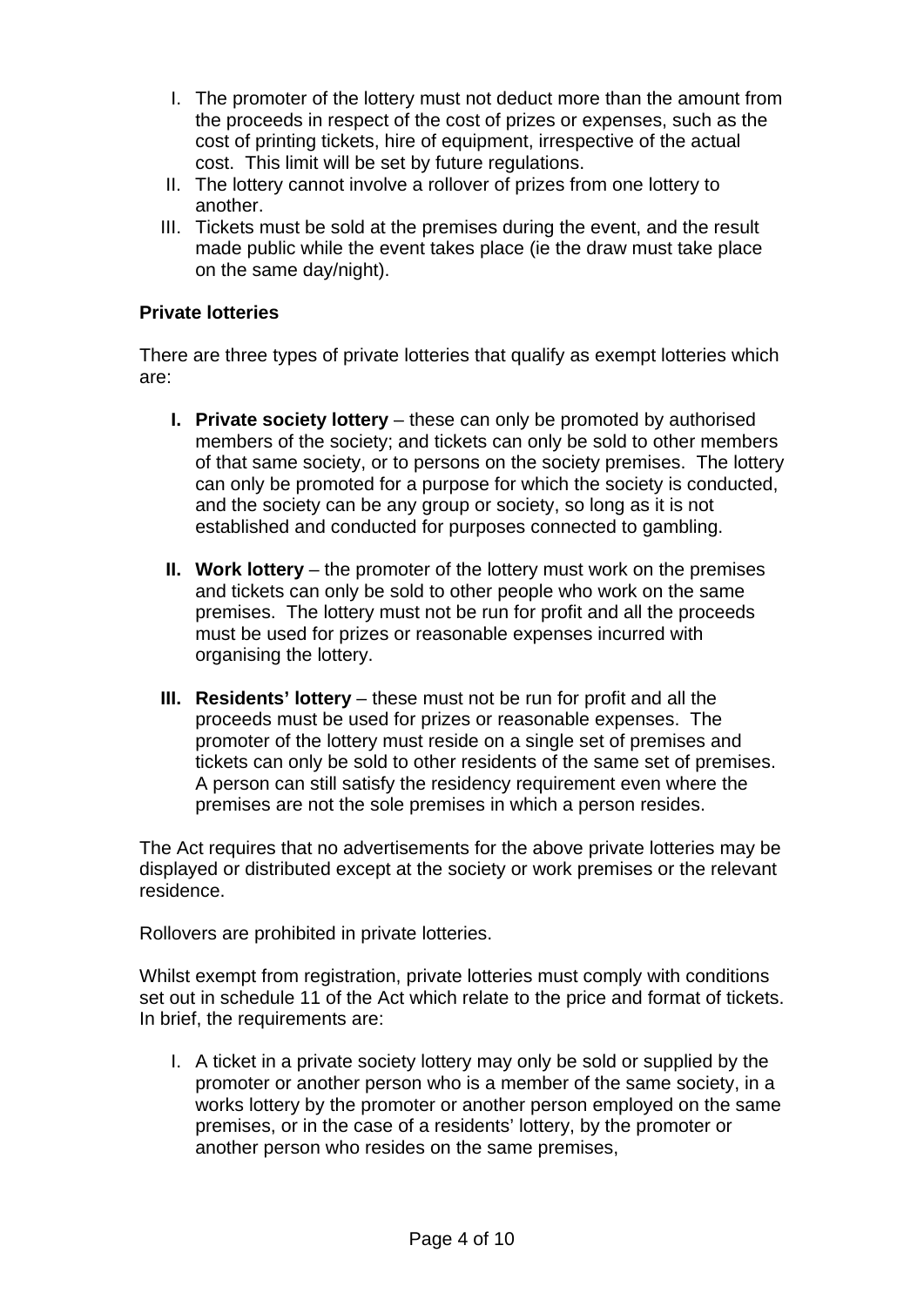I. The promoter of the lottery must not deduct more than the amount from the proceeds in respect of the cost of prizes or expenses, such as the cost of printing tickets, hire of equipment, irrespective of the actual cost. This limit will be set by future regulations.
II. The lottery cannot involve a rollover of prizes from one lottery to another.
III. Tickets must be sold at the premises during the event, and the result made public while the event takes place (ie the draw must take place on the same day/night).

**Private lotteries**

There are three types of private lotteries that qualify as exempt lotteries which are:

**I. Private society lottery** – these can only be promoted by authorised members of the society; and tickets can only be sold to other members of that same society, or to persons on the society premises. The lottery can only be promoted for a purpose for which the society is conducted, and the society can be any group or society, so long as it is not established and conducted for purposes connected to gambling.

**II. Work lottery** – the promoter of the lottery must work on the premises and tickets can only be sold to other people who work on the same premises. The lottery must not be run for profit and all the proceeds must be used for prizes or reasonable expenses incurred with organising the lottery.

**III. Residents' lottery** – these must not be run for profit and all the proceeds must be used for prizes or reasonable expenses. The promoter of the lottery must reside on a single set of premises and tickets can only be sold to other residents of the same set of premises. A person can still satisfy the residency requirement even where the premises are not the sole premises in which a person resides.

The Act requires that no advertisements for the above private lotteries may be displayed or distributed except at the society or work premises or the relevant residence.

Rollovers are prohibited in private lotteries.

Whilst exempt from registration, private lotteries must comply with conditions set out in schedule 11 of the Act which relate to the price and format of tickets. In brief, the requirements are:

I. A ticket in a private society lottery may only be sold or supplied by the promoter or another person who is a member of the same society, in a works lottery by the promoter or another person employed on the same premises, or in the case of a residents' lottery, by the promoter or another person who resides on the same premises,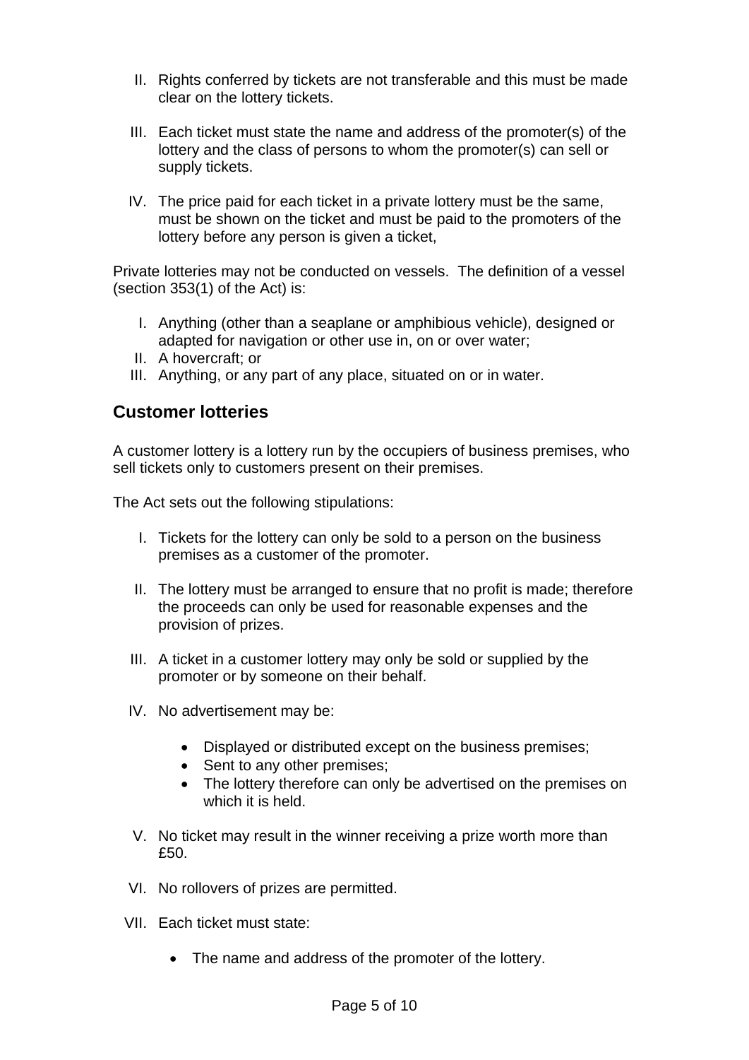II. Rights conferred by tickets are not transferable and this must be made clear on the lottery tickets.

III. Each ticket must state the name and address of the promoter(s) of the lottery and the class of persons to whom the promoter(s) can sell or supply tickets.

IV. The price paid for each ticket in a private lottery must be the same, must be shown on the ticket and must be paid to the promoters of the lottery before any person is given a ticket,

Private lotteries may not be conducted on vessels. The definition of a vessel (section 353(1) of the Act) is:

I. Anything (other than a seaplane or amphibious vehicle), designed or adapted for navigation or other use in, on or over water;
II. A hovercraft; or
III. Anything, or any part of any place, situated on or in water.

## Customer lotteries

A customer lottery is a lottery run by the occupiers of business premises, who sell tickets only to customers present on their premises.

The Act sets out the following stipulations:

I. Tickets for the lottery can only be sold to a person on the business premises as a customer of the promoter.

II. The lottery must be arranged to ensure that no profit is made; therefore the proceeds can only be used for reasonable expenses and the provision of prizes.

III. A ticket in a customer lottery may only be sold or supplied by the promoter or by someone on their behalf.

IV. No advertisement may be:

    - Displayed or distributed except on the business premises;
    - Sent to any other premises;
    - The lottery therefore can only be advertised on the premises on which it is held.

V. No ticket may result in the winner receiving a prize worth more than £50.

VI. No rollovers of prizes are permitted.

VII. Each ticket must state:

    - The name and address of the promoter of the lottery.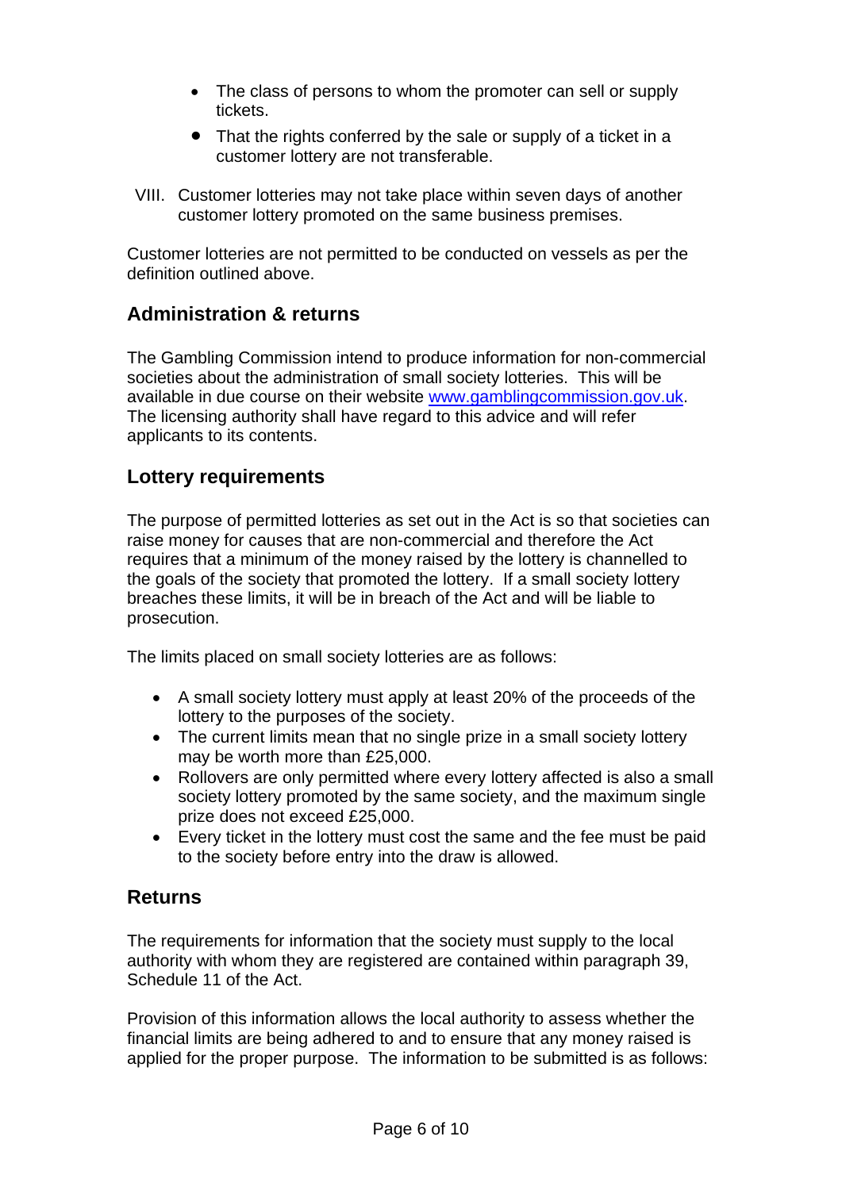- The class of persons to whom the promoter can sell or supply tickets.
- That the rights conferred by the sale or supply of a ticket in a customer lottery are not transferable.

VIII. Customer lotteries may not take place within seven days of another customer lottery promoted on the same business premises.

Customer lotteries are not permitted to be conducted on vessels as per the definition outlined above.

## Administration & returns

The Gambling Commission intend to produce information for non-commercial societies about the administration of small society lotteries. This will be available in due course on their website www.gamblingcommission.gov.uk. The licensing authority shall have regard to this advice and will refer applicants to its contents.

## Lottery requirements

The purpose of permitted lotteries as set out in the Act is so that societies can raise money for causes that are non-commercial and therefore the Act requires that a minimum of the money raised by the lottery is channelled to the goals of the society that promoted the lottery. If a small society lottery breaches these limits, it will be in breach of the Act and will be liable to prosecution.

The limits placed on small society lotteries are as follows:

- A small society lottery must apply at least 20% of the proceeds of the lottery to the purposes of the society.
- The current limits mean that no single prize in a small society lottery may be worth more than £25,000.
- Rollovers are only permitted where every lottery affected is also a small society lottery promoted by the same society, and the maximum single prize does not exceed £25,000.
- Every ticket in the lottery must cost the same and the fee must be paid to the society before entry into the draw is allowed.

## Returns

The requirements for information that the society must supply to the local authority with whom they are registered are contained within paragraph 39, Schedule 11 of the Act.

Provision of this information allows the local authority to assess whether the financial limits are being adhered to and to ensure that any money raised is applied for the proper purpose. The information to be submitted is as follows: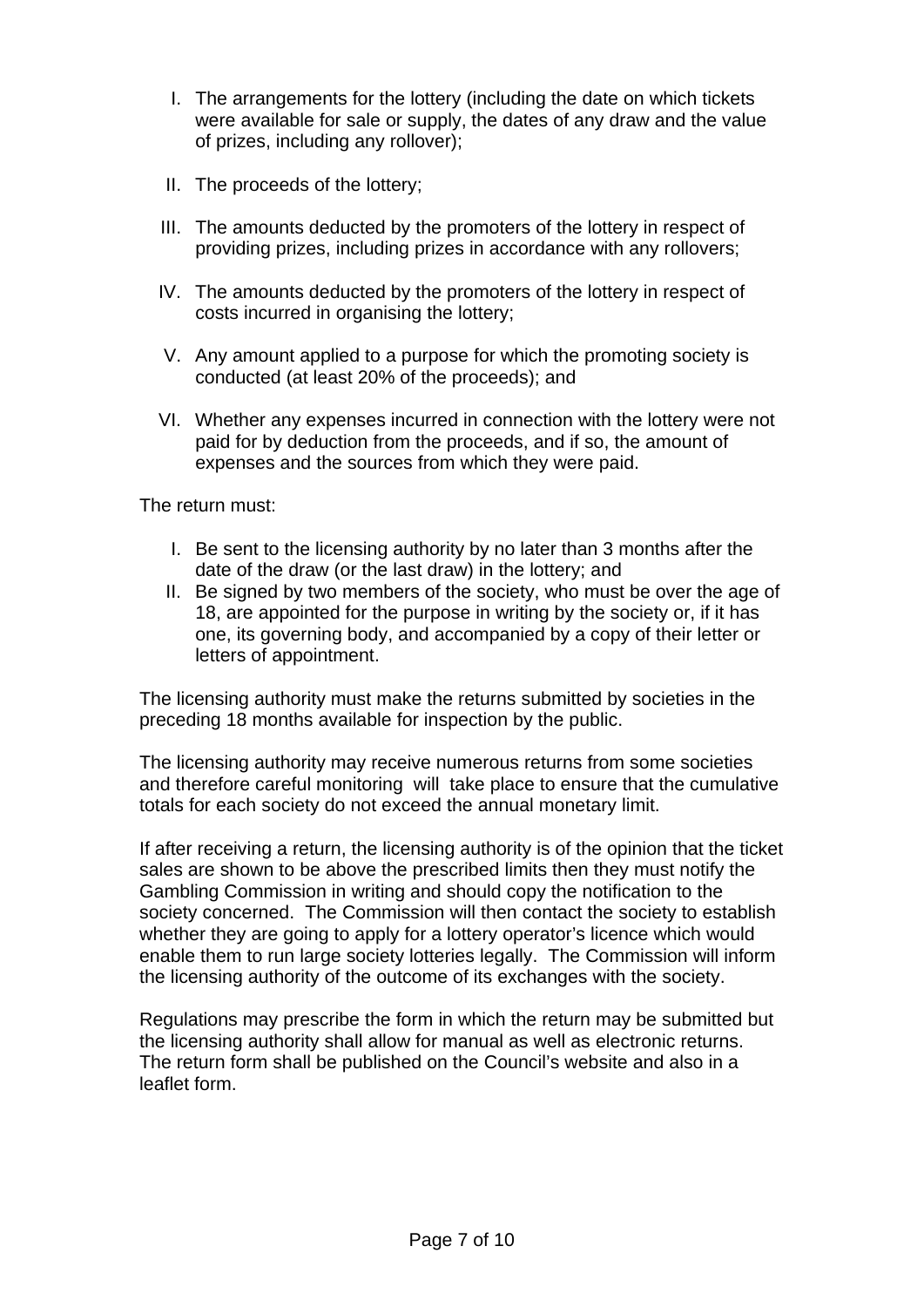I. The arrangements for the lottery (including the date on which tickets were available for sale or supply, the dates of any draw and the value of prizes, including any rollover);

II. The proceeds of the lottery;

III. The amounts deducted by the promoters of the lottery in respect of providing prizes, including prizes in accordance with any rollovers;

IV. The amounts deducted by the promoters of the lottery in respect of costs incurred in organising the lottery;

V. Any amount applied to a purpose for which the promoting society is conducted (at least 20% of the proceeds); and

VI. Whether any expenses incurred in connection with the lottery were not paid for by deduction from the proceeds, and if so, the amount of expenses and the sources from which they were paid.

The return must:

I. Be sent to the licensing authority by no later than 3 months after the date of the draw (or the last draw) in the lottery; and
II. Be signed by two members of the society, who must be over the age of 18, are appointed for the purpose in writing by the society or, if it has one, its governing body, and accompanied by a copy of their letter or letters of appointment.

The licensing authority must make the returns submitted by societies in the preceding 18 months available for inspection by the public.

The licensing authority may receive numerous returns from some societies and therefore careful monitoring will take place to ensure that the cumulative totals for each society do not exceed the annual monetary limit.

If after receiving a return, the licensing authority is of the opinion that the ticket sales are shown to be above the prescribed limits then they must notify the Gambling Commission in writing and should copy the notification to the society concerned. The Commission will then contact the society to establish whether they are going to apply for a lottery operator's licence which would enable them to run large society lotteries legally. The Commission will inform the licensing authority of the outcome of its exchanges with the society.

Regulations may prescribe the form in which the return may be submitted but the licensing authority shall allow for manual as well as electronic returns. The return form shall be published on the Council's website and also in a leaflet form.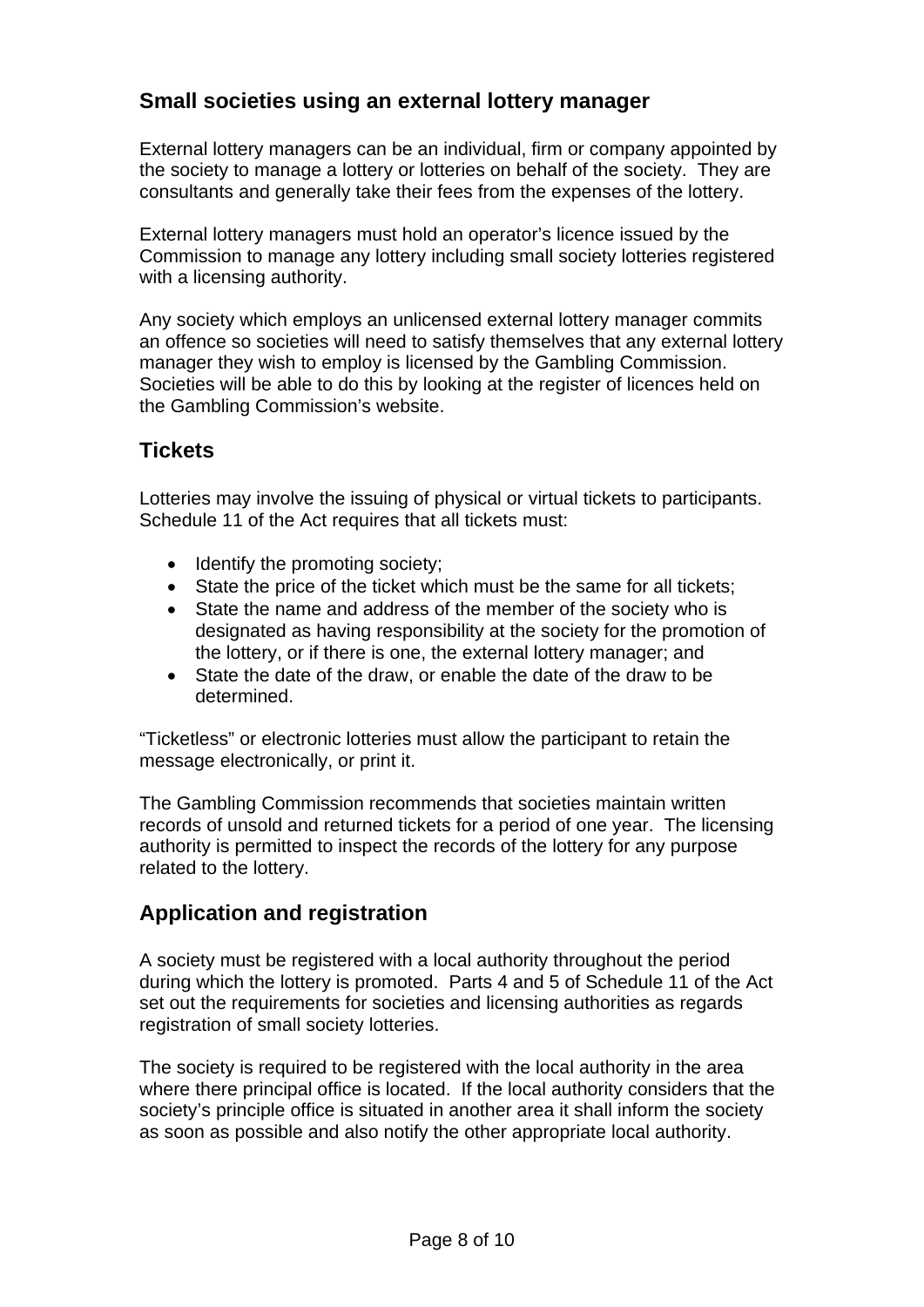## Small societies using an external lottery manager

External lottery managers can be an individual, firm or company appointed by the society to manage a lottery or lotteries on behalf of the society. They are consultants and generally take their fees from the expenses of the lottery.

External lottery managers must hold an operator's licence issued by the Commission to manage any lottery including small society lotteries registered with a licensing authority.

Any society which employs an unlicensed external lottery manager commits an offence so societies will need to satisfy themselves that any external lottery manager they wish to employ is licensed by the Gambling Commission. Societies will be able to do this by looking at the register of licences held on the Gambling Commission's website.

## Tickets

Lotteries may involve the issuing of physical or virtual tickets to participants. Schedule 11 of the Act requires that all tickets must:

- Identify the promoting society;
- State the price of the ticket which must be the same for all tickets;
- State the name and address of the member of the society who is designated as having responsibility at the society for the promotion of the lottery, or if there is one, the external lottery manager; and
- State the date of the draw, or enable the date of the draw to be determined.

"Ticketless" or electronic lotteries must allow the participant to retain the message electronically, or print it.

The Gambling Commission recommends that societies maintain written records of unsold and returned tickets for a period of one year. The licensing authority is permitted to inspect the records of the lottery for any purpose related to the lottery.

## Application and registration

A society must be registered with a local authority throughout the period during which the lottery is promoted. Parts 4 and 5 of Schedule 11 of the Act set out the requirements for societies and licensing authorities as regards registration of small society lotteries.

The society is required to be registered with the local authority in the area where there principal office is located. If the local authority considers that the society's principle office is situated in another area it shall inform the society as soon as possible and also notify the other appropriate local authority.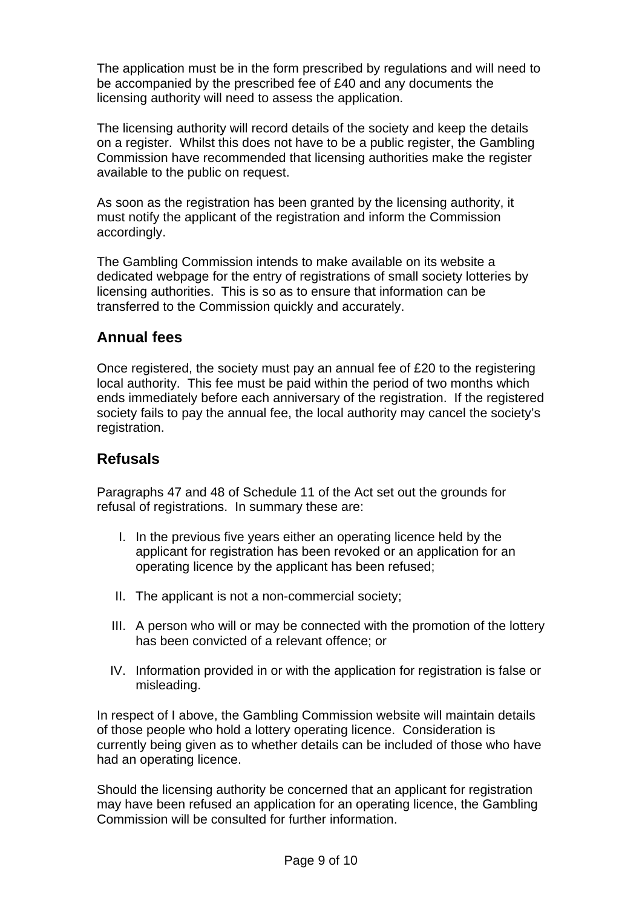The application must be in the form prescribed by regulations and will need to be accompanied by the prescribed fee of £40 and any documents the licensing authority will need to assess the application.

The licensing authority will record details of the society and keep the details on a register. Whilst this does not have to be a public register, the Gambling Commission have recommended that licensing authorities make the register available to the public on request.

As soon as the registration has been granted by the licensing authority, it must notify the applicant of the registration and inform the Commission accordingly.

The Gambling Commission intends to make available on its website a dedicated webpage for the entry of registrations of small society lotteries by licensing authorities. This is so as to ensure that information can be transferred to the Commission quickly and accurately.

## Annual fees

Once registered, the society must pay an annual fee of £20 to the registering local authority. This fee must be paid within the period of two months which ends immediately before each anniversary of the registration. If the registered society fails to pay the annual fee, the local authority may cancel the society's registration.

## Refusals

Paragraphs 47 and 48 of Schedule 11 of the Act set out the grounds for refusal of registrations. In summary these are:

I. In the previous five years either an operating licence held by the applicant for registration has been revoked or an application for an operating licence by the applicant has been refused;

II. The applicant is not a non-commercial society;

III. A person who will or may be connected with the promotion of the lottery has been convicted of a relevant offence; or

IV. Information provided in or with the application for registration is false or misleading.

In respect of I above, the Gambling Commission website will maintain details of those people who hold a lottery operating licence. Consideration is currently being given as to whether details can be included of those who have had an operating licence.

Should the licensing authority be concerned that an applicant for registration may have been refused an application for an operating licence, the Gambling Commission will be consulted for further information.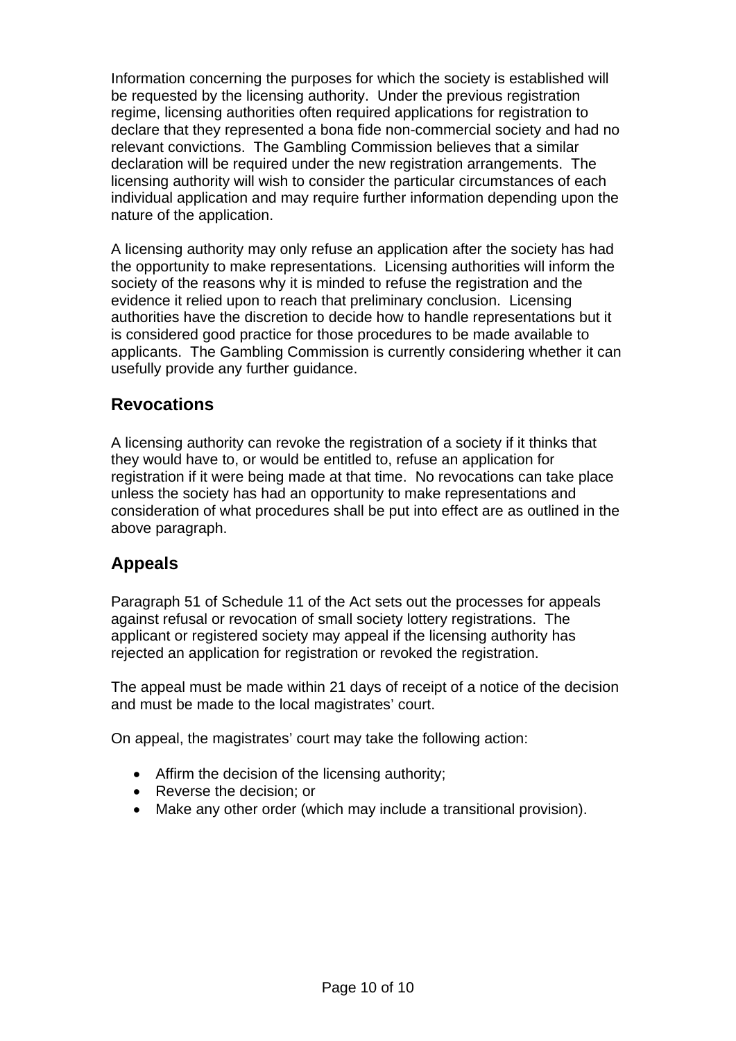Information concerning the purposes for which the society is established will be requested by the licensing authority. Under the previous registration regime, licensing authorities often required applications for registration to declare that they represented a bona fide non-commercial society and had no relevant convictions. The Gambling Commission believes that a similar declaration will be required under the new registration arrangements. The licensing authority will wish to consider the particular circumstances of each individual application and may require further information depending upon the nature of the application.

A licensing authority may only refuse an application after the society has had the opportunity to make representations. Licensing authorities will inform the society of the reasons why it is minded to refuse the registration and the evidence it relied upon to reach that preliminary conclusion. Licensing authorities have the discretion to decide how to handle representations but it is considered good practice for those procedures to be made available to applicants. The Gambling Commission is currently considering whether it can usefully provide any further guidance.

## Revocations

A licensing authority can revoke the registration of a society if it thinks that they would have to, or would be entitled to, refuse an application for registration if it were being made at that time. No revocations can take place unless the society has had an opportunity to make representations and consideration of what procedures shall be put into effect are as outlined in the above paragraph.

## Appeals

Paragraph 51 of Schedule 11 of the Act sets out the processes for appeals against refusal or revocation of small society lottery registrations. The applicant or registered society may appeal if the licensing authority has rejected an application for registration or revoked the registration.

The appeal must be made within 21 days of receipt of a notice of the decision and must be made to the local magistrates' court.

On appeal, the magistrates' court may take the following action:

- Affirm the decision of the licensing authority;
- Reverse the decision; or
- Make any other order (which may include a transitional provision).